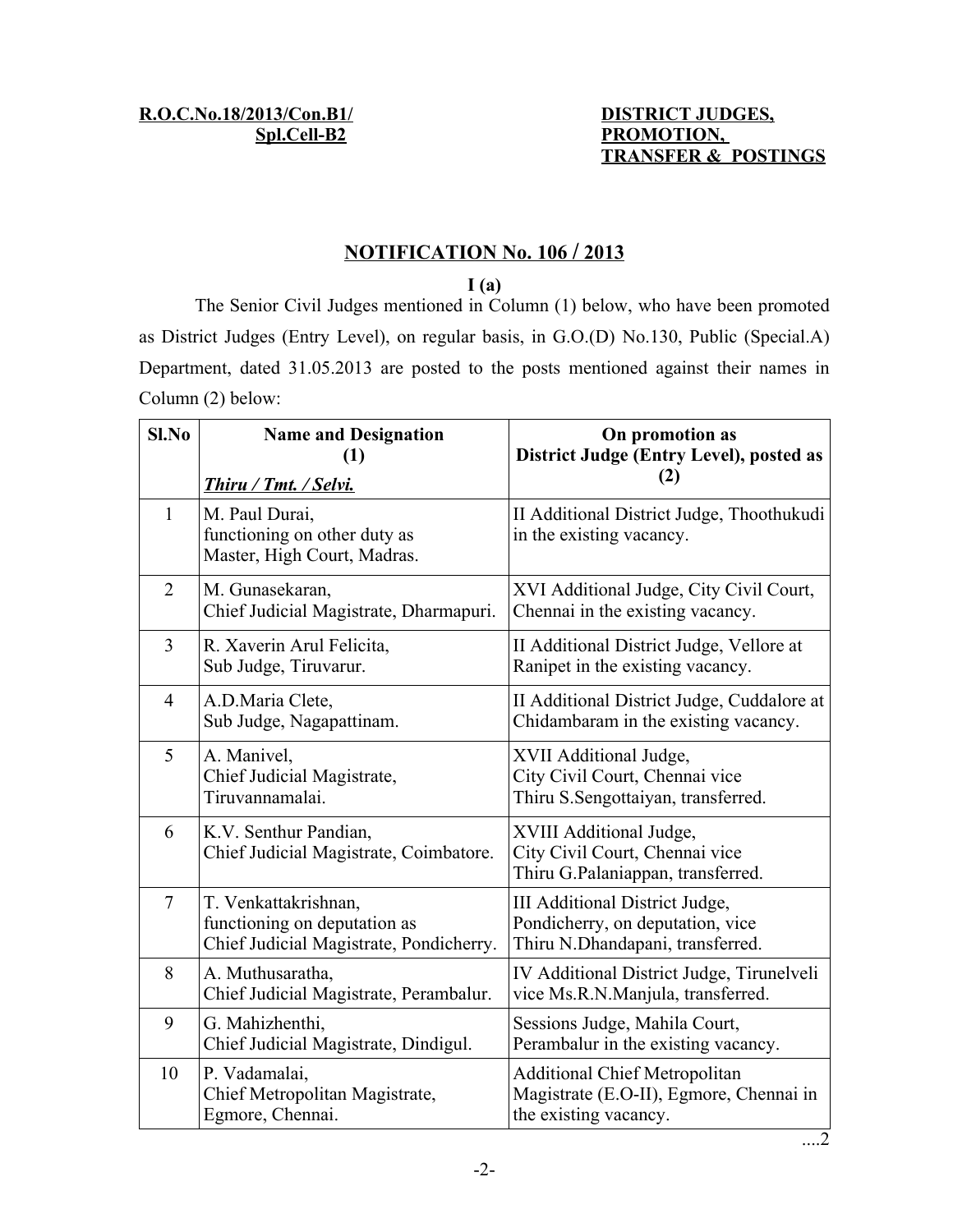**R.O.C.No.18/2013/Con.B1/ Spl.Cell-B2**

**DISTRICT JUDGES, PROMOTION, TRANSFER & POSTINGS**

## NOTIFICATION No. 106 / 2013

**I (a)**

The Senior Civil Judges mentioned in Column (1) below, who have been promoted as District Judges (Entry Level), on regular basis, in G.O.(D) No.130, Public (Special.A) Department, dated 31.05.2013 are posted to the posts mentioned against their names in Column (2) below:

| Sl.No | Name and Designation (1) *Thiru / Tmt. / Selvi.* | On promotion as District Judge (Entry Level), posted as (2) |
|---|---|---|
| 1 | M. Paul Durai, functioning on other duty as Master, High Court, Madras. | II Additional District Judge, Thoothukudi in the existing vacancy. |
| 2 | M. Gunasekaran, Chief Judicial Magistrate, Dharmapuri. | XVI Additional Judge, City Civil Court, Chennai in the existing vacancy. |
| 3 | R. Xaverin Arul Felicita, Sub Judge, Tiruvarur. | II Additional District Judge, Vellore at Ranipet in the existing vacancy. |
| 4 | A.D.Maria Clete, Sub Judge, Nagapattinam. | II Additional District Judge, Cuddalore at Chidambaram in the existing vacancy. |
| 5 | A. Manivel, Chief Judicial Magistrate, Tiruvannamalai. | XVII Additional Judge, City Civil Court, Chennai vice Thiru S.Sengottaiyan, transferred. |
| 6 | K.V. Senthur Pandian, Chief Judicial Magistrate, Coimbatore. | XVIII Additional Judge, City Civil Court, Chennai vice Thiru G.Palaniappan, transferred. |
| 7 | T. Venkattakrishnan, functioning on deputation as Chief Judicial Magistrate, Pondicherry. | III Additional District Judge, Pondicherry, on deputation, vice Thiru N.Dhandapani, transferred. |
| 8 | A. Muthusaratha, Chief Judicial Magistrate, Perambalur. | IV Additional District Judge, Tirunelveli vice Ms.R.N.Manjula, transferred. |
| 9 | G. Mahizhenthi, Chief Judicial Magistrate, Dindigul. | Sessions Judge, Mahila Court, Perambalur in the existing vacancy. |
| 10 | P. Vadamalai, Chief Metropolitan Magistrate, Egmore, Chennai. | Additional Chief Metropolitan Magistrate (E.O-II), Egmore, Chennai in the existing vacancy. |

....2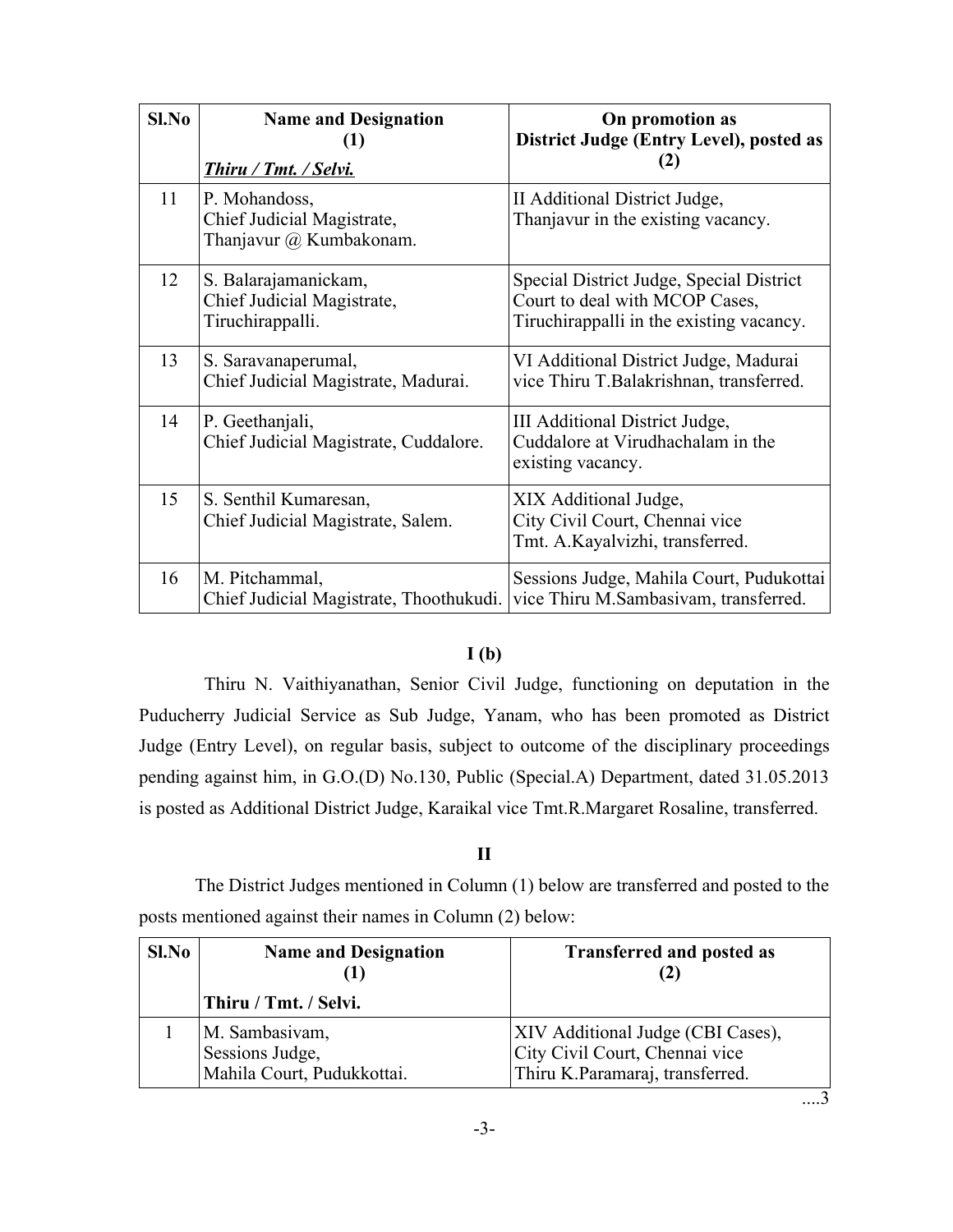| Sl.No | Name and Designation (1) *Thiru / Tmt. / Selvi.* | On promotion as District Judge (Entry Level), posted as (2) |
|---|---|---|
| 11 | P. Mohandoss, Chief Judicial Magistrate, Thanjavur @ Kumbakonam. | II Additional District Judge, Thanjavur in the existing vacancy. |
| 12 | S. Balarajamanickam, Chief Judicial Magistrate, Tiruchirappalli. | Special District Judge, Special District Court to deal with MCOP Cases, Tiruchirappalli in the existing vacancy. |
| 13 | S. Saravanaperumal, Chief Judicial Magistrate, Madurai. | VI Additional District Judge, Madurai vice Thiru T.Balakrishnan, transferred. |
| 14 | P. Geethanjali, Chief Judicial Magistrate, Cuddalore. | III Additional District Judge, Cuddalore at Virudhachalam in the existing vacancy. |
| 15 | S. Senthil Kumaresan, Chief Judicial Magistrate, Salem. | XIX Additional Judge, City Civil Court, Chennai vice Tmt. A.Kayalvizhi, transferred. |
| 16 | M. Pitchammal, Chief Judicial Magistrate, Thoothukudi. | Sessions Judge, Mahila Court, Pudukottai vice Thiru M.Sambasivam, transferred. |

**I (b)**

Thiru N. Vaithiyanathan, Senior Civil Judge, functioning on deputation in the Puducherry Judicial Service as Sub Judge, Yanam, who has been promoted as District Judge (Entry Level), on regular basis, subject to outcome of the disciplinary proceedings pending against him, in G.O.(D) No.130, Public (Special.A) Department, dated 31.05.2013 is posted as Additional District Judge, Karaikal vice Tmt.R.Margaret Rosaline, transferred.

**II**

The District Judges mentioned in Column (1) below are transferred and posted to the posts mentioned against their names in Column (2) below:

| Sl.No | Name and Designation (1) Thiru / Tmt. / Selvi. | Transferred and posted as (2) |
|---|---|---|
| 1 | M. Sambasivam, Sessions Judge, Mahila Court, Pudukkottai. | XIV Additional Judge (CBI Cases), City Civil Court, Chennai vice Thiru K.Paramaraj, transferred. |

....3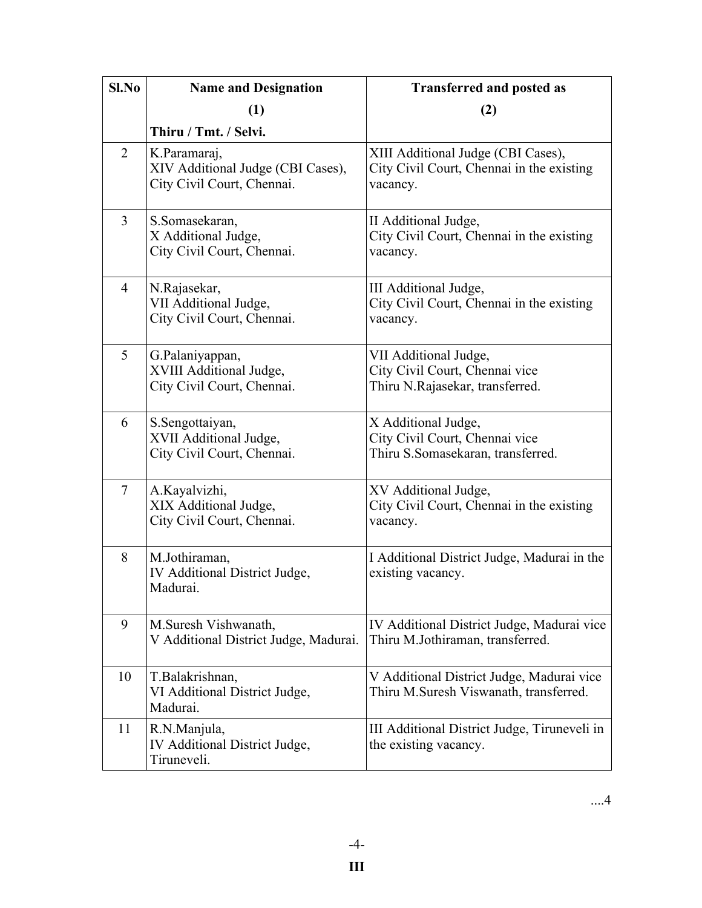| Sl.No | Name and Designation (1) Thiru / Tmt. / Selvi. | Transferred and posted as (2) |
|---|---|---|
| 2 | K.Paramaraj, XIV Additional Judge (CBI Cases), City Civil Court, Chennai. | XIII Additional Judge (CBI Cases), City Civil Court, Chennai in the existing vacancy. |
| 3 | S.Somasekaran, X Additional Judge, City Civil Court, Chennai. | II Additional Judge, City Civil Court, Chennai in the existing vacancy. |
| 4 | N.Rajasekar, VII Additional Judge, City Civil Court, Chennai. | III Additional Judge, City Civil Court, Chennai in the existing vacancy. |
| 5 | G.Palaniyappan, XVIII Additional Judge, City Civil Court, Chennai. | VII Additional Judge, City Civil Court, Chennai vice Thiru N.Rajasekar, transferred. |
| 6 | S.Sengottaiyan, XVII Additional Judge, City Civil Court, Chennai. | X Additional Judge, City Civil Court, Chennai vice Thiru S.Somasekaran, transferred. |
| 7 | A.Kayalvizhi, XIX Additional Judge, City Civil Court, Chennai. | XV Additional Judge, City Civil Court, Chennai in the existing vacancy. |
| 8 | M.Jothiraman, IV Additional District Judge, Madurai. | I Additional District Judge, Madurai in the existing vacancy. |
| 9 | M.Suresh Vishwanath, V Additional District Judge, Madurai. | IV Additional District Judge, Madurai vice Thiru M.Jothiraman, transferred. |
| 10 | T.Balakrishnan, VI Additional District Judge, Madurai. | V Additional District Judge, Madurai vice Thiru M.Suresh Viswanath, transferred. |
| 11 | R.N.Manjula, IV Additional District Judge, Tiruneveli. | III Additional District Judge, Tiruneveli in the existing vacancy. |

....4

III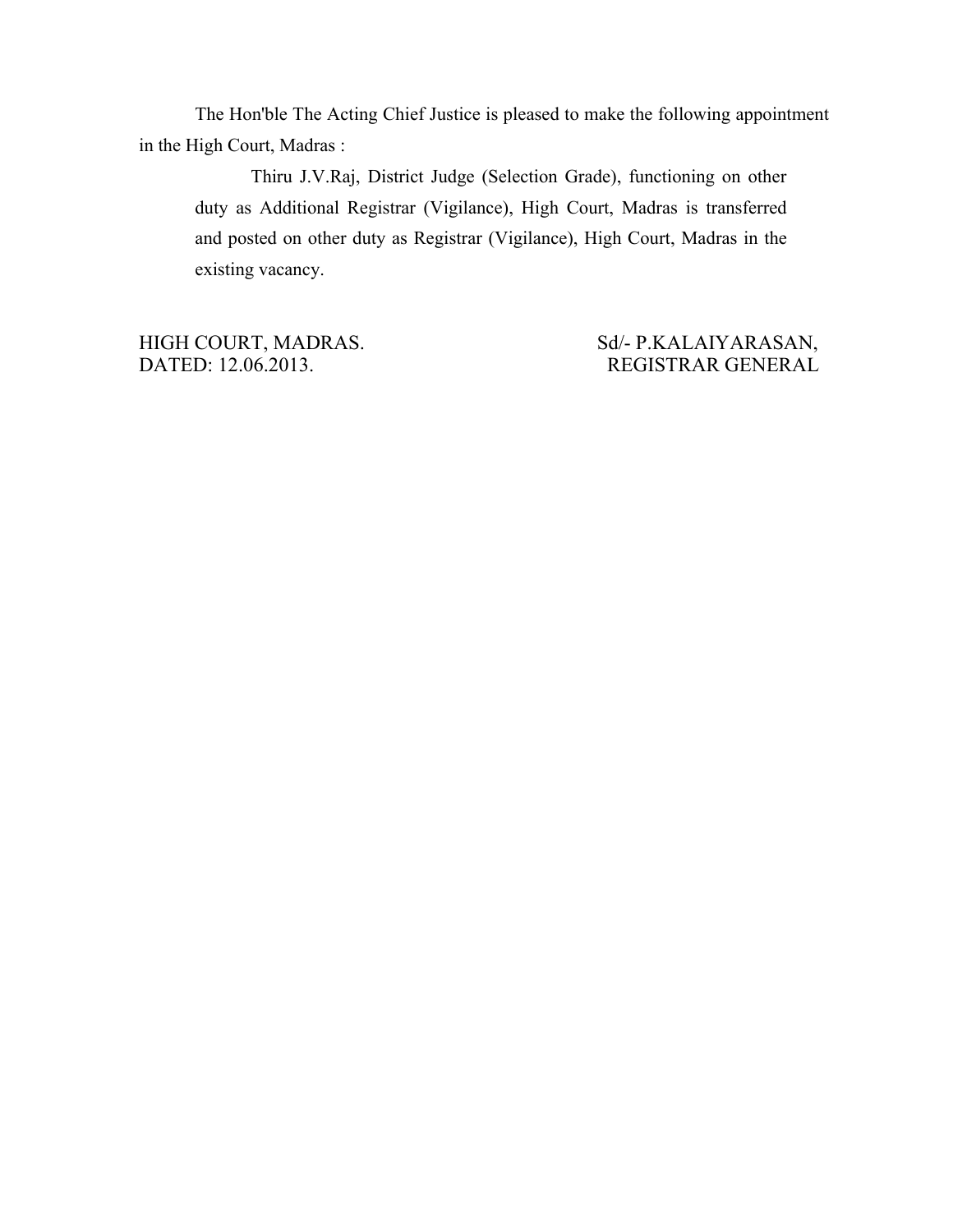The Hon'ble The Acting Chief Justice is pleased to make the following appointment in the High Court, Madras :

> Thiru J.V.Raj, District Judge (Selection Grade), functioning on other duty as Additional Registrar (Vigilance), High Court, Madras is transferred and posted on other duty as Registrar (Vigilance), High Court, Madras in the existing vacancy.

HIGH COURT, MADRAS.
DATED: 12.06.2013.

Sd/- P.KALAIYARASAN,
REGISTRAR GENERAL